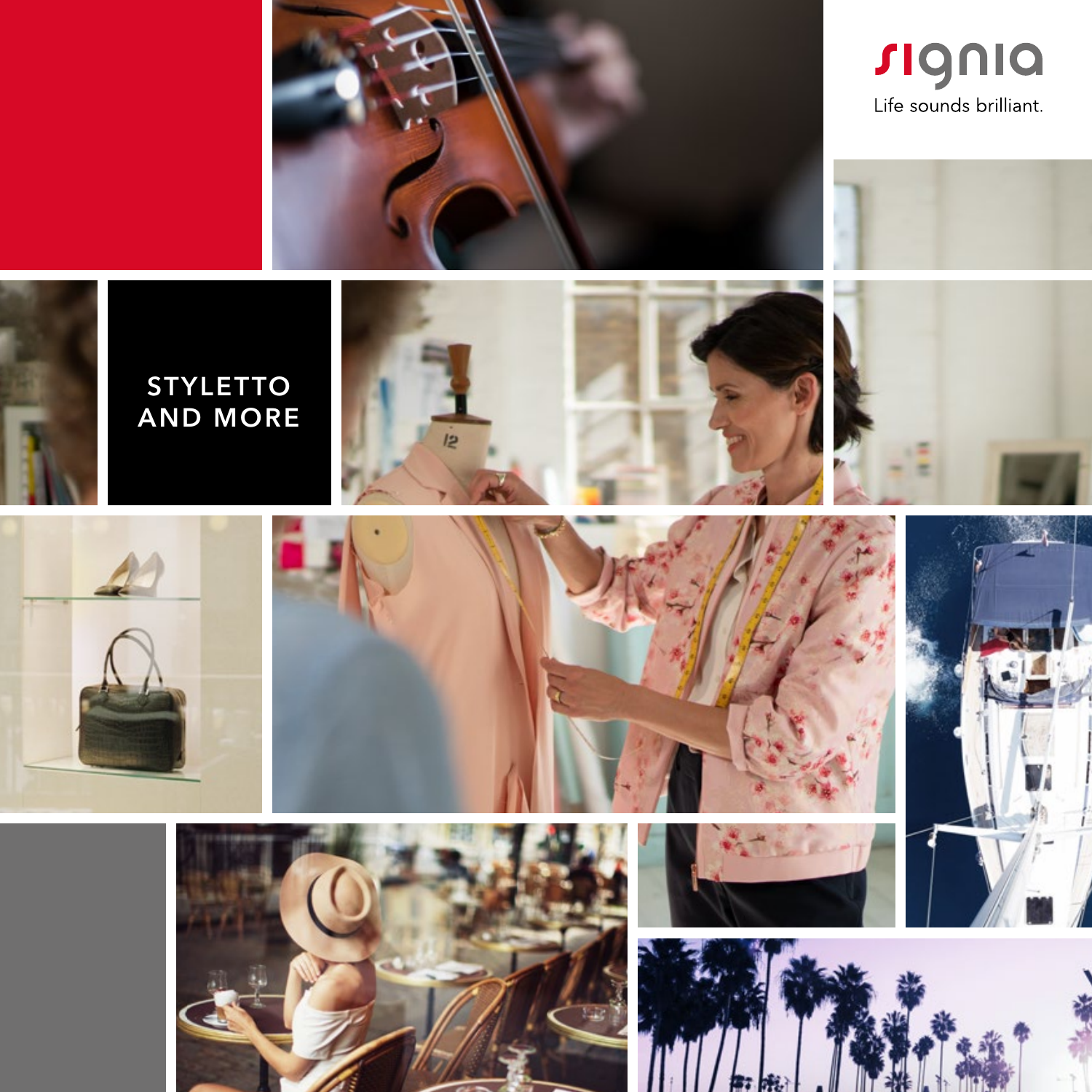signia

Life sounds brilliant.

# STYLETTO AND MORE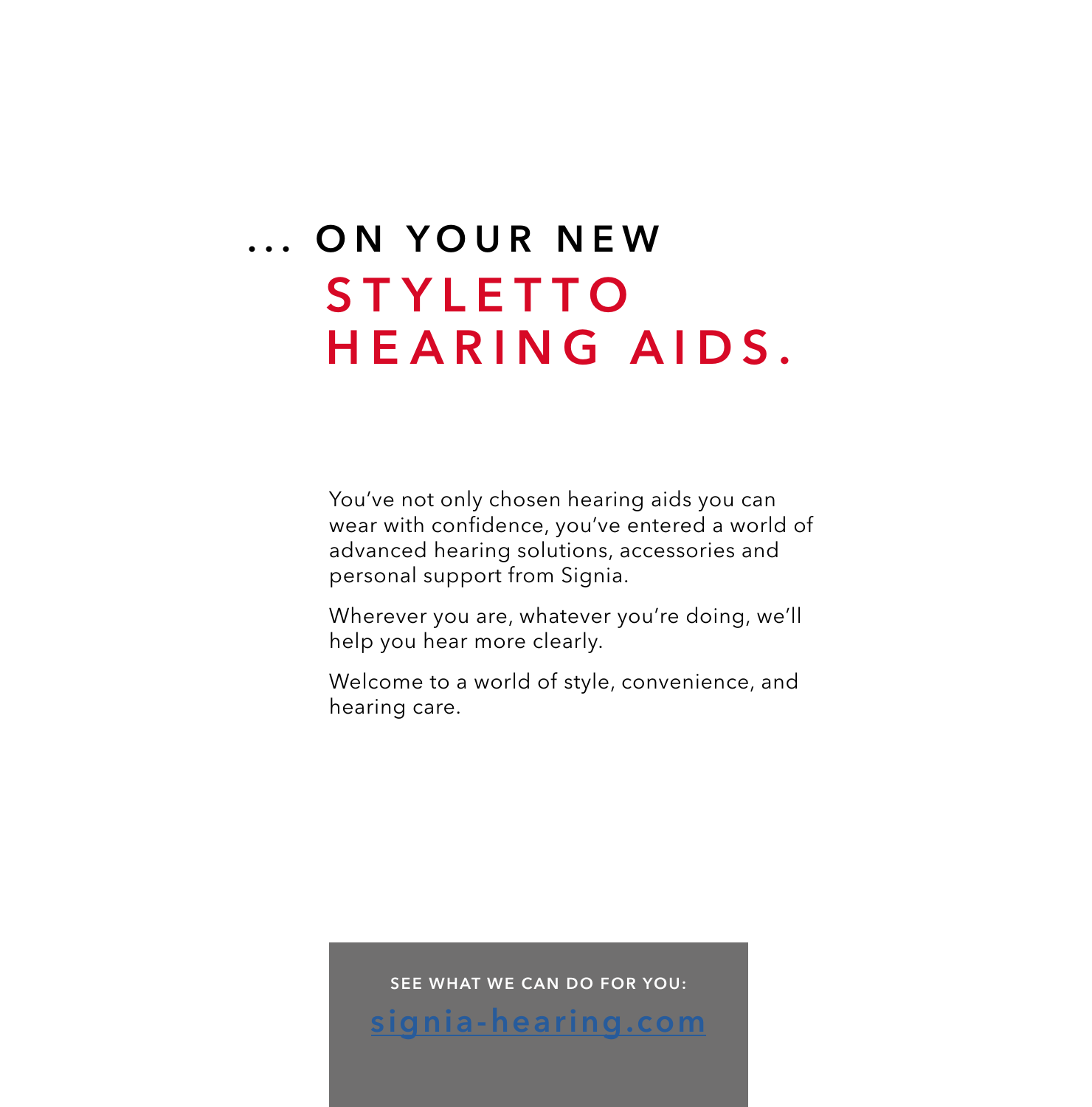# ... ON YOUR NEW STYLETTO HEARING AIDS.

You've not only chosen hearing aids you can wear with confidence, you've entered a world of advanced hearing solutions, accessories and personal support from Signia.

Wherever you are, whatever you're doing, we'll help you hear more clearly.

Welcome to a world of style, convenience, and hearing care.

**SEE WHAT WE CAN DO FOR YOU:**

signia-hearing.com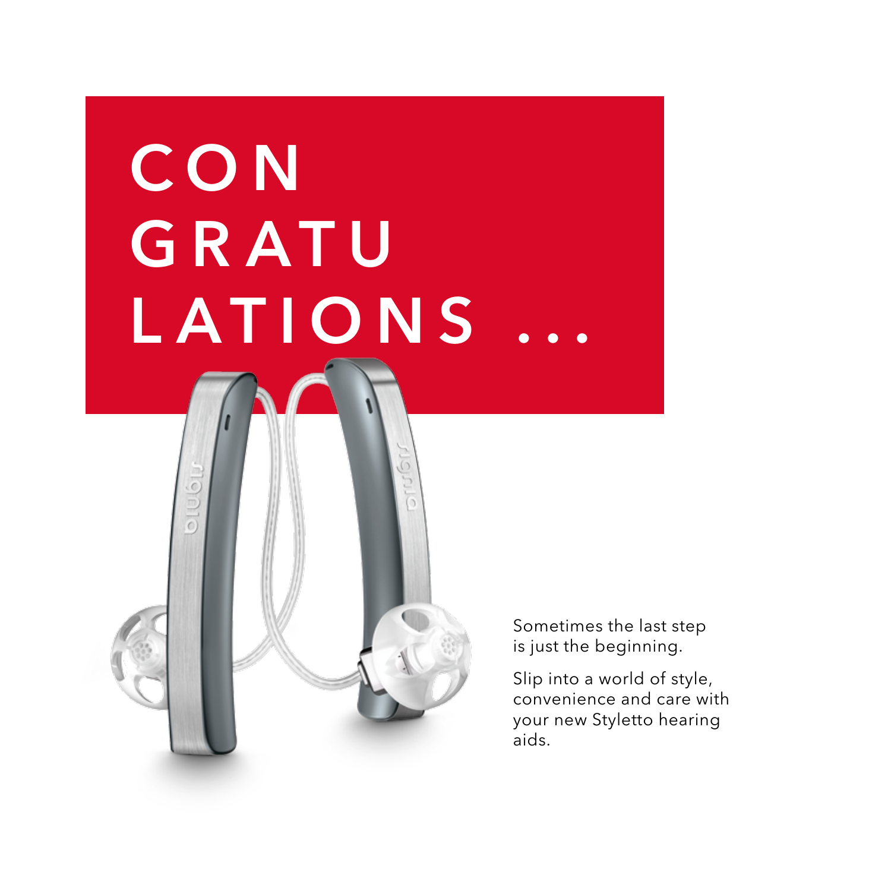# CON GRATU LATIONS ...

Sometimes the last step is just the beginning.

Slip into a world of style, convenience and care with your new Styletto hearing aids.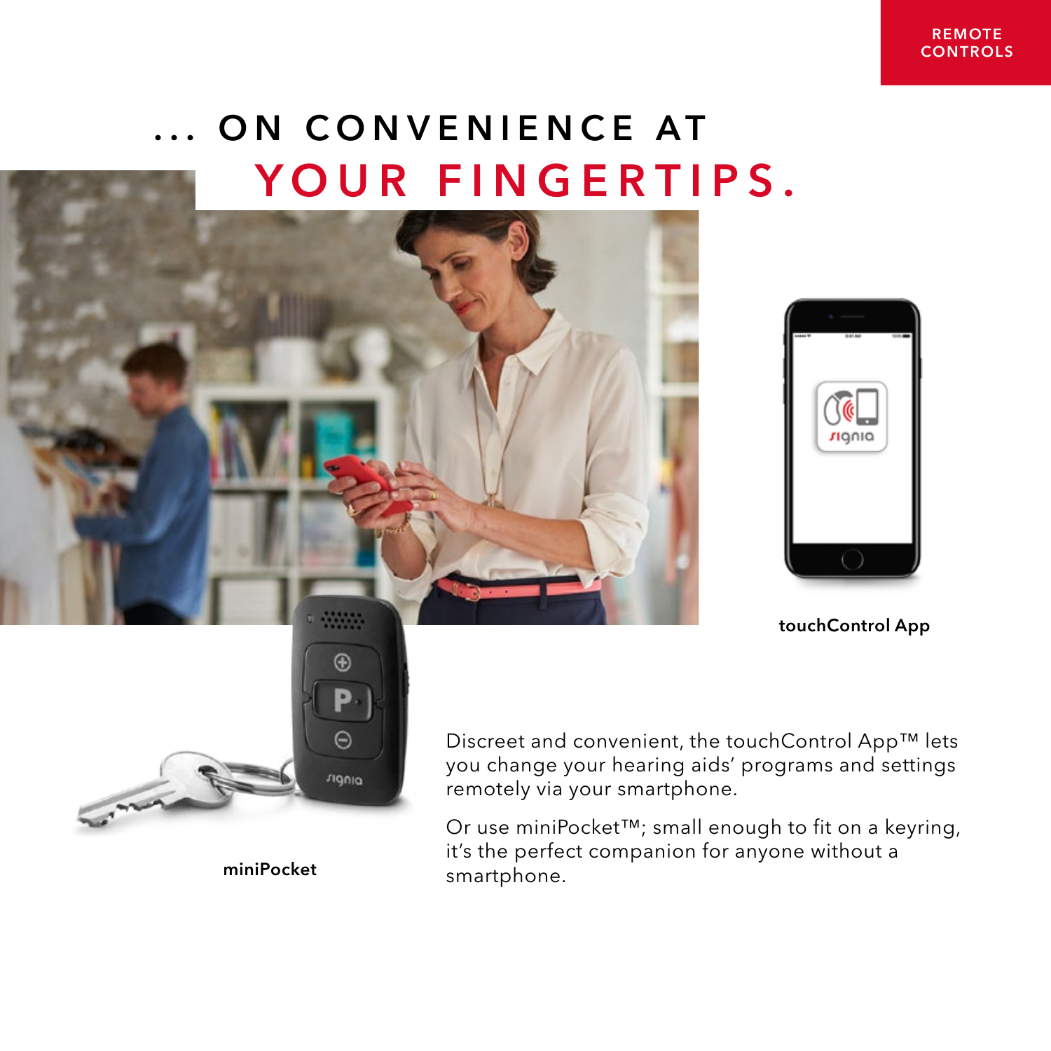REMOTE CONTROLS

# ... ON CONVENIENCE AT YOUR FINGERTIPS.

touchControl App

miniPocket

Discreet and convenient, the touchControl App™ lets you change your hearing aids' programs and settings remotely via your smartphone.

Or use miniPocket™; small enough to fit on a keyring, it's the perfect companion for anyone without a smartphone.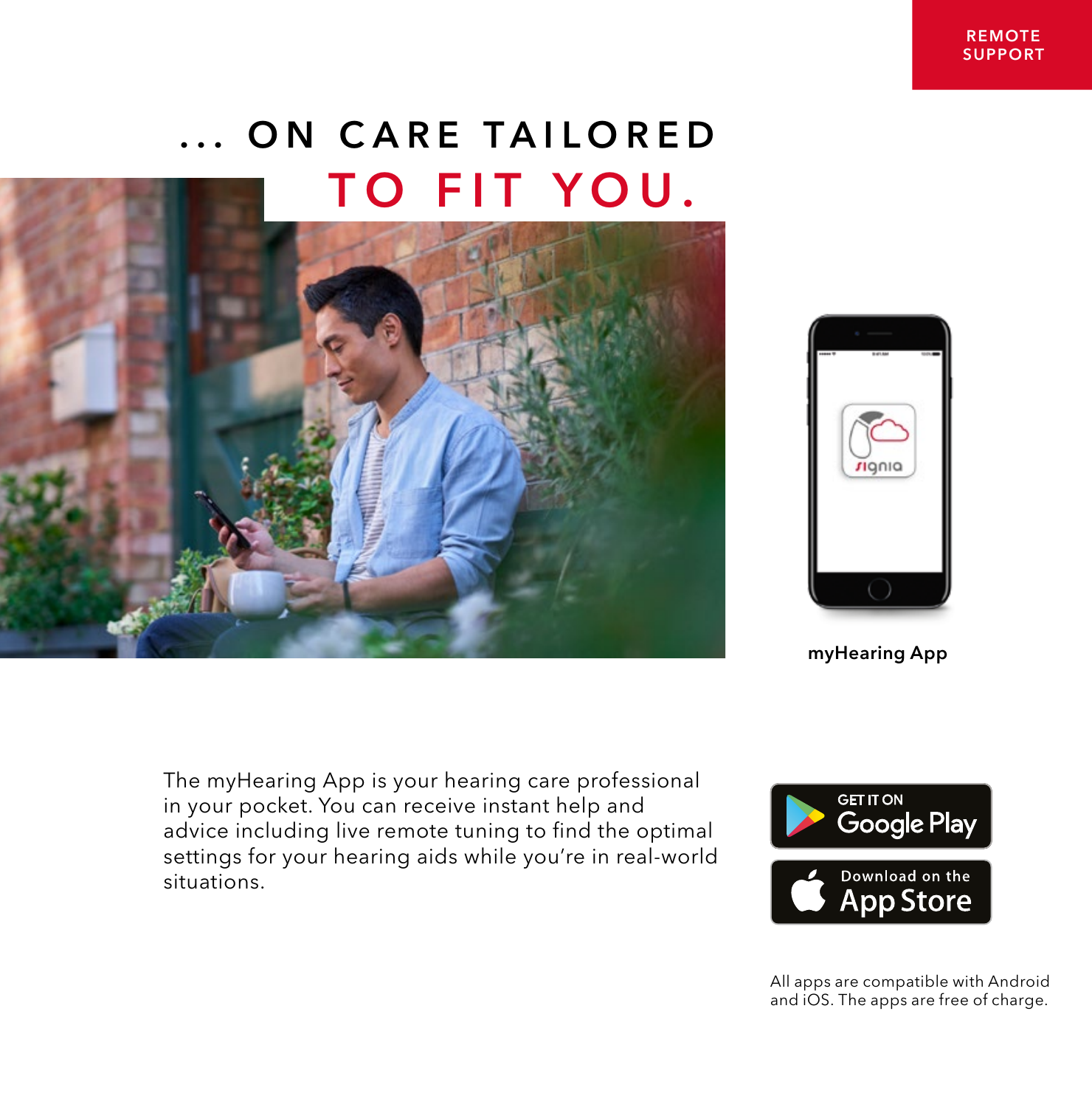REMOTE SUPPORT

# … ON CARE TAILORED TO FIT YOU.

**myHearing App**

The myHearing App is your hearing care professional in your pocket. You can receive instant help and advice including live remote tuning to find the optimal settings for your hearing aids while you're in real-world situations.

GET IT ON Google Play

Download on the App Store

All apps are compatible with Android and iOS. The apps are free of charge.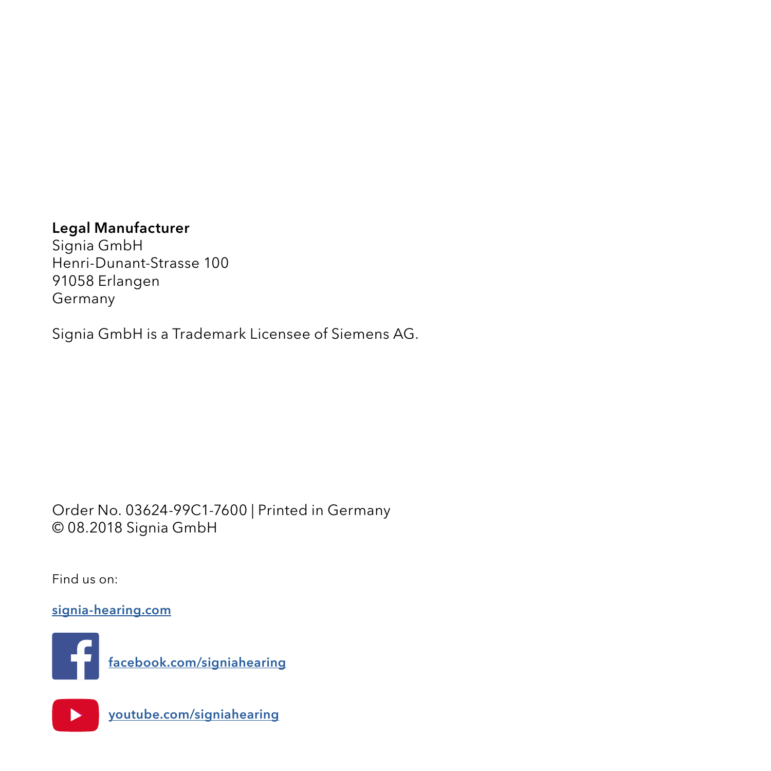**Legal Manufacturer**
Signia GmbH
Henri-Dunant-Strasse 100
91058 Erlangen
Germany

Signia GmbH is a Trademark Licensee of Siemens AG.

Order No. 03624-99C1-7600 | Printed in Germany
© 08.2018 Signia GmbH

Find us on:

signia-hearing.com

facebook.com/signiahearing

youtube.com/signiahearing